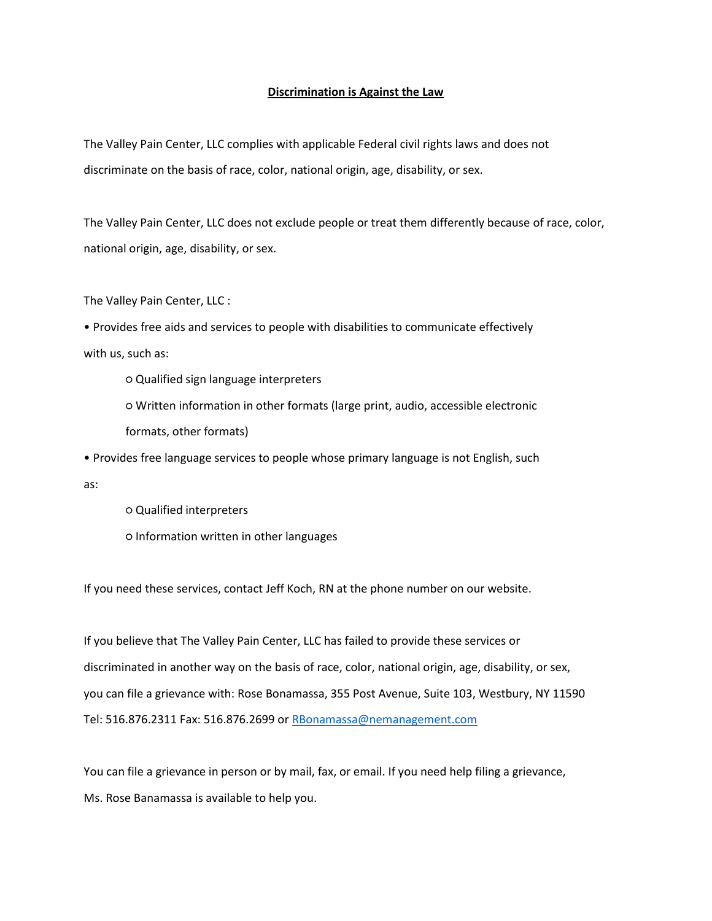# **Discrimination is Against the Law**

The Valley Pain Center, LLC complies with applicable Federal civil rights laws and does not discriminate on the basis of race, color, national origin, age, disability, or sex.

The Valley Pain Center, LLC does not exclude people or treat them differently because of race, color, national origin, age, disability, or sex.

The Valley Pain Center, LLC :

- Provides free aids and services to people with disabilities to communicate effectively with us, such as:
  - Qualified sign language interpreters
  - Written information in other formats (large print, audio, accessible electronic formats, other formats)
- Provides free language services to people whose primary language is not English, such as:
  - Qualified interpreters
  - Information written in other languages

If you need these services, contact Jeff Koch, RN at the phone number on our website.

If you believe that The Valley Pain Center, LLC has failed to provide these services or discriminated in another way on the basis of race, color, national origin, age, disability, or sex, you can file a grievance with: Rose Bonamassa, 355 Post Avenue, Suite 103, Westbury, NY 11590 Tel: 516.876.2311 Fax: 516.876.2699 or RBonamassa@nemanagement.com

You can file a grievance in person or by mail, fax, or email. If you need help filing a grievance, Ms. Rose Banamassa is available to help you.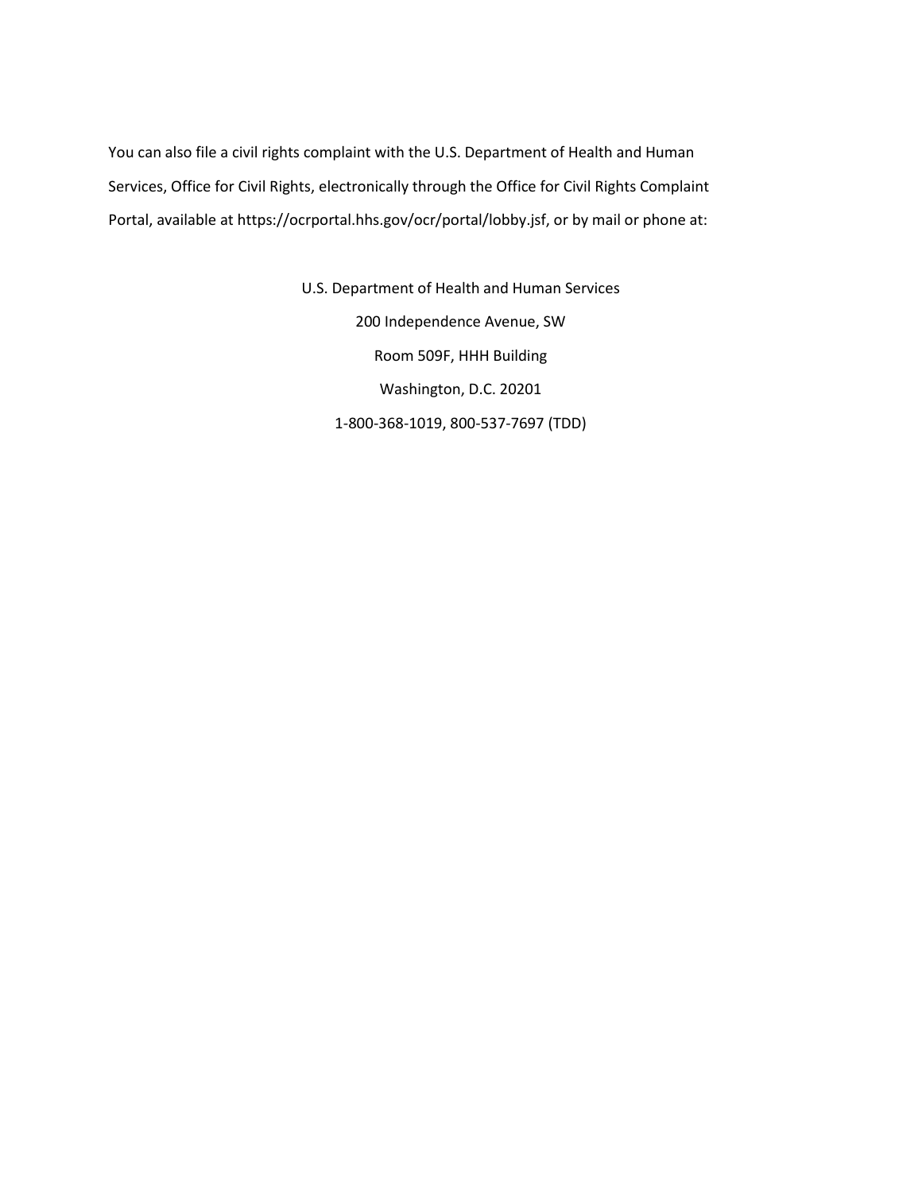You can also file a civil rights complaint with the U.S. Department of Health and Human Services, Office for Civil Rights, electronically through the Office for Civil Rights Complaint Portal, available at https://ocrportal.hhs.gov/ocr/portal/lobby.jsf, or by mail or phone at:

U.S. Department of Health and Human Services
200 Independence Avenue, SW
Room 509F, HHH Building
Washington, D.C. 20201
1-800-368-1019, 800-537-7697 (TDD)